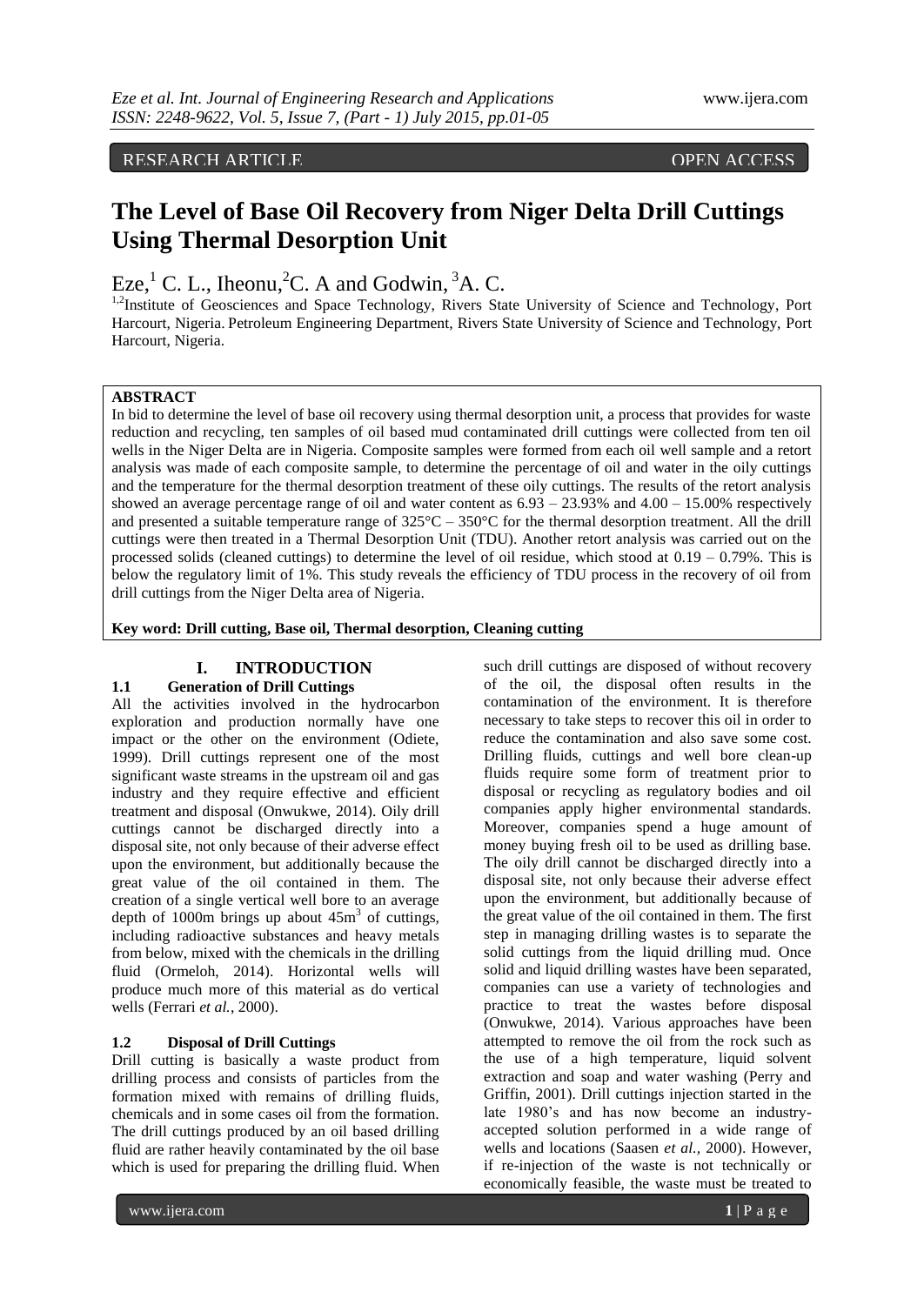RESEARCH ARTICLE OPEN ACCESS

# The Level of Base Oil Recovery from Niger Delta Drill Cuttings Using Thermal Desorption Unit

Eze,[1] C. L., Iheonu,[2]C. A and Godwin, [3]A. C.

[1,2]Institute of Geosciences and Space Technology, Rivers State University of Science and Technology, Port Harcourt, Nigeria. Petroleum Engineering Department, Rivers State University of Science and Technology, Port Harcourt, Nigeria.

**ABSTRACT**

In bid to determine the level of base oil recovery using thermal desorption unit, a process that provides for waste reduction and recycling, ten samples of oil based mud contaminated drill cuttings were collected from ten oil wells in the Niger Delta are in Nigeria. Composite samples were formed from each oil well sample and a retort analysis was made of each composite sample, to determine the percentage of oil and water in the oily cuttings and the temperature for the thermal desorption treatment of these oily cuttings. The results of the retort analysis showed an average percentage range of oil and water content as 6.93 – 23.93% and 4.00 – 15.00% respectively and presented a suitable temperature range of 325°C – 350°C for the thermal desorption treatment. All the drill cuttings were then treated in a Thermal Desorption Unit (TDU). Another retort analysis was carried out on the processed solids (cleaned cuttings) to determine the level of oil residue, which stood at 0.19 – 0.79%. This is below the regulatory limit of 1%. This study reveals the efficiency of TDU process in the recovery of oil from drill cuttings from the Niger Delta area of Nigeria.

**Key word: Drill cutting, Base oil, Thermal desorption, Cleaning cutting**

## I. INTRODUCTION

### 1.1 Generation of Drill Cuttings

All the activities involved in the hydrocarbon exploration and production normally have one impact or the other on the environment (Odiete, 1999). Drill cuttings represent one of the most significant waste streams in the upstream oil and gas industry and they require effective and efficient treatment and disposal (Onwukwe, 2014). Oily drill cuttings cannot be discharged directly into a disposal site, not only because of their adverse effect upon the environment, but additionally because the great value of the oil contained in them. The creation of a single vertical well bore to an average depth of 1000m brings up about 45m$^3$ of cuttings, including radioactive substances and heavy metals from below, mixed with the chemicals in the drilling fluid (Ormeloh, 2014). Horizontal wells will produce much more of this material as do vertical wells (Ferrari *et al.*, 2000).

### 1.2 Disposal of Drill Cuttings

Drill cutting is basically a waste product from drilling process and consists of particles from the formation mixed with remains of drilling fluids, chemicals and in some cases oil from the formation. The drill cuttings produced by an oil based drilling fluid are rather heavily contaminated by the oil base which is used for preparing the drilling fluid. When such drill cuttings are disposed of without recovery of the oil, the disposal often results in the contamination of the environment. It is therefore necessary to take steps to recover this oil in order to reduce the contamination and also save some cost. Drilling fluids, cuttings and well bore clean-up fluids require some form of treatment prior to disposal or recycling as regulatory bodies and oil companies apply higher environmental standards. Moreover, companies spend a huge amount of money buying fresh oil to be used as drilling base. The oily drill cannot be discharged directly into a disposal site, not only because their adverse effect upon the environment, but additionally because of the great value of the oil contained in them. The first step in managing drilling wastes is to separate the solid cuttings from the liquid drilling mud. Once solid and liquid drilling wastes have been separated, companies can use a variety of technologies and practice to treat the wastes before disposal (Onwukwe, 2014). Various approaches have been attempted to remove the oil from the rock such as the use of a high temperature, liquid solvent extraction and soap and water washing (Perry and Griffin, 2001). Drill cuttings injection started in the late 1980's and has now become an industry-accepted solution performed in a wide range of wells and locations (Saasen *et al.*, 2000). However, if re-injection of the waste is not technically or economically feasible, the waste must be treated to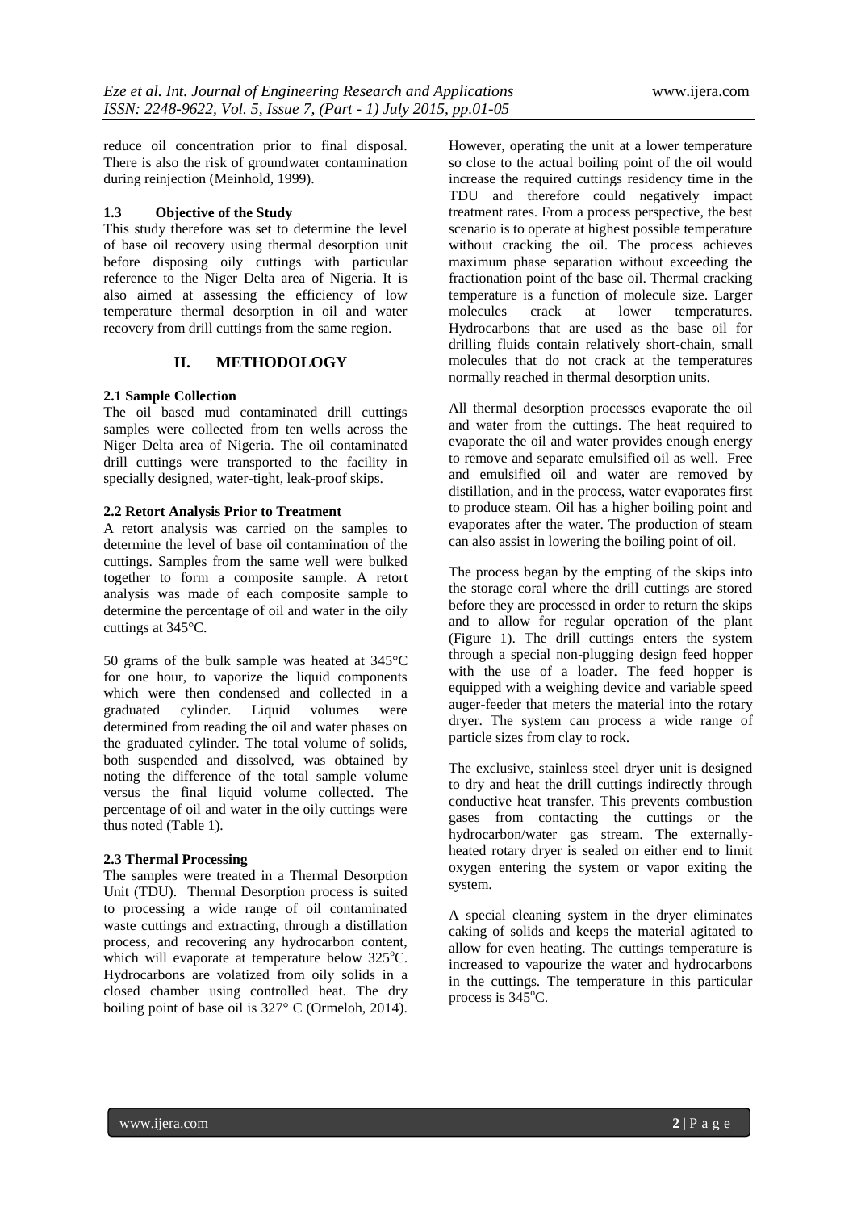reduce oil concentration prior to final disposal. There is also the risk of groundwater contamination during reinjection (Meinhold, 1999).

### 1.3 Objective of the Study

This study therefore was set to determine the level of base oil recovery using thermal desorption unit before disposing oily cuttings with particular reference to the Niger Delta area of Nigeria. It is also aimed at assessing the efficiency of low temperature thermal desorption in oil and water recovery from drill cuttings from the same region.

## II. METHODOLOGY

### 2.1 Sample Collection

The oil based mud contaminated drill cuttings samples were collected from ten wells across the Niger Delta area of Nigeria. The oil contaminated drill cuttings were transported to the facility in specially designed, water-tight, leak-proof skips.

### 2.2 Retort Analysis Prior to Treatment

A retort analysis was carried on the samples to determine the level of base oil contamination of the cuttings. Samples from the same well were bulked together to form a composite sample. A retort analysis was made of each composite sample to determine the percentage of oil and water in the oily cuttings at 345°C.

50 grams of the bulk sample was heated at 345°C for one hour, to vaporize the liquid components which were then condensed and collected in a graduated cylinder. Liquid volumes were determined from reading the oil and water phases on the graduated cylinder. The total volume of solids, both suspended and dissolved, was obtained by noting the difference of the total sample volume versus the final liquid volume collected. The percentage of oil and water in the oily cuttings were thus noted (Table 1).

### 2.3 Thermal Processing

The samples were treated in a Thermal Desorption Unit (TDU). Thermal Desorption process is suited to processing a wide range of oil contaminated waste cuttings and extracting, through a distillation process, and recovering any hydrocarbon content, which will evaporate at temperature below 325°C. Hydrocarbons are volatized from oily solids in a closed chamber using controlled heat. The dry boiling point of base oil is 327° C (Ormeloh, 2014). However, operating the unit at a lower temperature so close to the actual boiling point of the oil would increase the required cuttings residency time in the TDU and therefore could negatively impact treatment rates. From a process perspective, the best scenario is to operate at highest possible temperature without cracking the oil. The process achieves maximum phase separation without exceeding the fractionation point of the base oil. Thermal cracking temperature is a function of molecule size. Larger molecules crack at lower temperatures. Hydrocarbons that are used as the base oil for drilling fluids contain relatively short-chain, small molecules that do not crack at the temperatures normally reached in thermal desorption units.

All thermal desorption processes evaporate the oil and water from the cuttings. The heat required to evaporate the oil and water provides enough energy to remove and separate emulsified oil as well. Free and emulsified oil and water are removed by distillation, and in the process, water evaporates first to produce steam. Oil has a higher boiling point and evaporates after the water. The production of steam can also assist in lowering the boiling point of oil.

The process began by the empting of the skips into the storage coral where the drill cuttings are stored before they are processed in order to return the skips and to allow for regular operation of the plant (Figure 1). The drill cuttings enters the system through a special non-plugging design feed hopper with the use of a loader. The feed hopper is equipped with a weighing device and variable speed auger-feeder that meters the material into the rotary dryer. The system can process a wide range of particle sizes from clay to rock.

The exclusive, stainless steel dryer unit is designed to dry and heat the drill cuttings indirectly through conductive heat transfer. This prevents combustion gases from contacting the cuttings or the hydrocarbon/water gas stream. The externally-heated rotary dryer is sealed on either end to limit oxygen entering the system or vapor exiting the system.

A special cleaning system in the dryer eliminates caking of solids and keeps the material agitated to allow for even heating. The cuttings temperature is increased to vapourize the water and hydrocarbons in the cuttings. The temperature in this particular process is 345°C.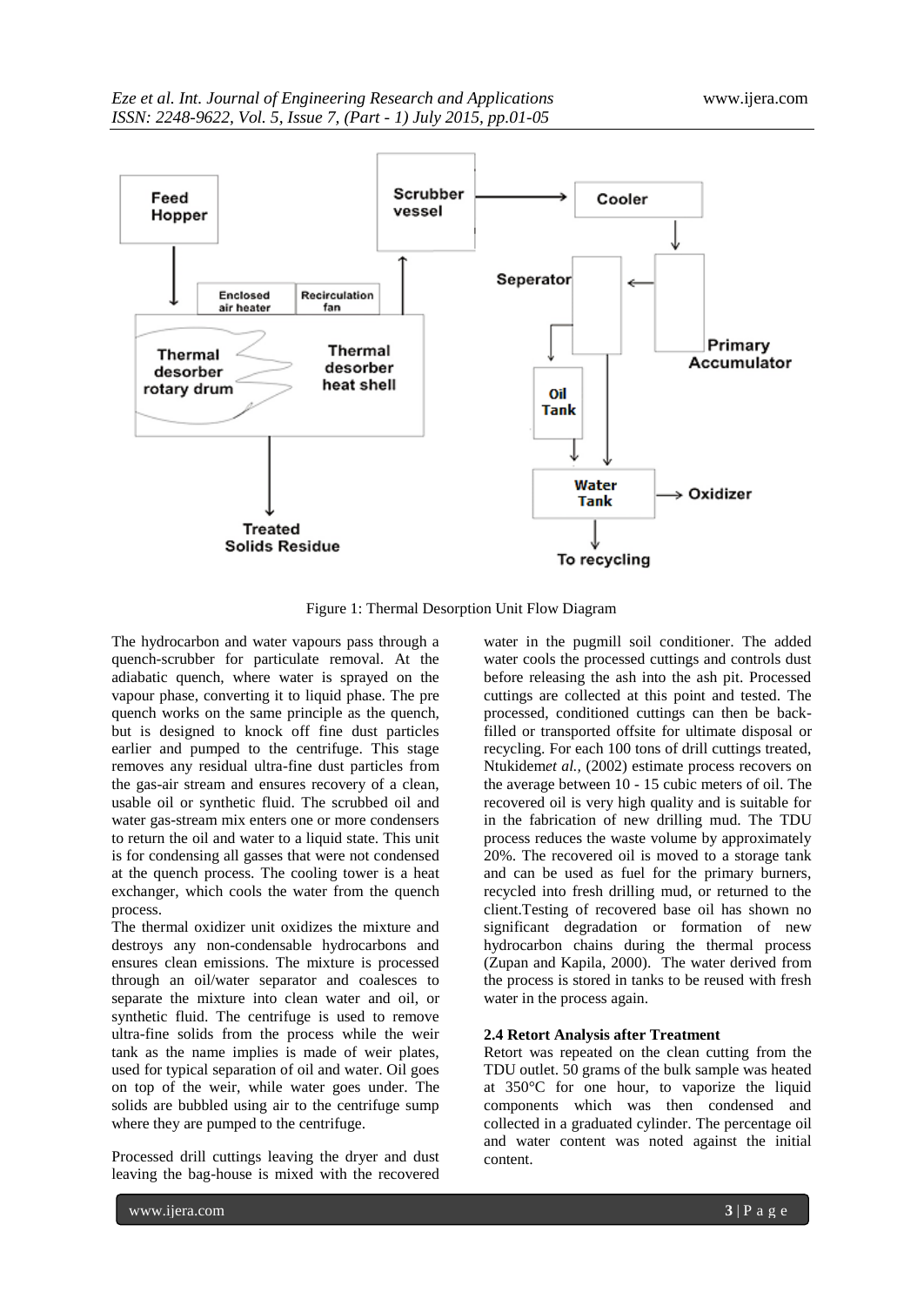Figure 1: Thermal Desorption Unit Flow Diagram

The hydrocarbon and water vapours pass through a quench-scrubber for particulate removal. At the adiabatic quench, where water is sprayed on the vapour phase, converting it to liquid phase. The pre quench works on the same principle as the quench, but is designed to knock off fine dust particles earlier and pumped to the centrifuge. This stage removes any residual ultra-fine dust particles from the gas-air stream and ensures recovery of a clean, usable oil or synthetic fluid. The scrubbed oil and water gas-stream mix enters one or more condensers to return the oil and water to a liquid state. This unit is for condensing all gasses that were not condensed at the quench process. The cooling tower is a heat exchanger, which cools the water from the quench process.

The thermal oxidizer unit oxidizes the mixture and destroys any non-condensable hydrocarbons and ensures clean emissions. The mixture is processed through an oil/water separator and coalesces to separate the mixture into clean water and oil, or synthetic fluid. The centrifuge is used to remove ultra-fine solids from the process while the weir tank as the name implies is made of weir plates, used for typical separation of oil and water. Oil goes on top of the weir, while water goes under. The solids are bubbled using air to the centrifuge sump where they are pumped to the centrifuge.

Processed drill cuttings leaving the dryer and dust leaving the bag-house is mixed with the recovered water in the pugmill soil conditioner. The added water cools the processed cuttings and controls dust before releasing the ash into the ash pit. Processed cuttings are collected at this point and tested. The processed, conditioned cuttings can then be back-filled or transported offsite for ultimate disposal or recycling. For each 100 tons of drill cuttings treated, Ntukidem*et al.,* (2002) estimate process recovers on the average between 10 - 15 cubic meters of oil. The recovered oil is very high quality and is suitable for in the fabrication of new drilling mud. The TDU process reduces the waste volume by approximately 20%. The recovered oil is moved to a storage tank and can be used as fuel for the primary burners, recycled into fresh drilling mud, or returned to the client.Testing of recovered base oil has shown no significant degradation or formation of new hydrocarbon chains during the thermal process (Zupan and Kapila, 2000). The water derived from the process is stored in tanks to be reused with fresh water in the process again.

### 2.4 Retort Analysis after Treatment

Retort was repeated on the clean cutting from the TDU outlet. 50 grams of the bulk sample was heated at 350°C for one hour, to vaporize the liquid components which was then condensed and collected in a graduated cylinder. The percentage oil and water content was noted against the initial content.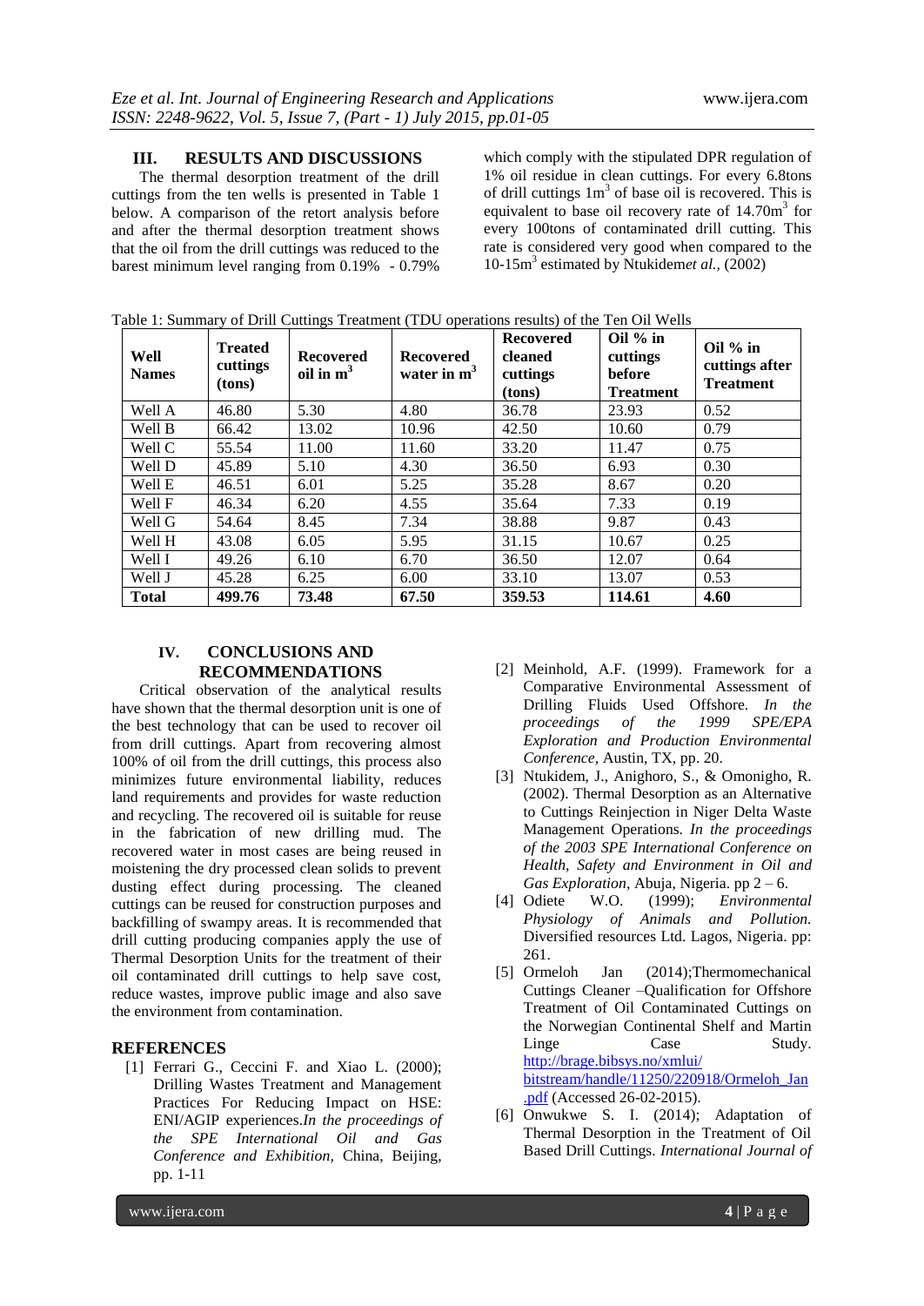## III. RESULTS AND DISCUSSIONS

The thermal desorption treatment of the drill cuttings from the ten wells is presented in Table 1 below. A comparison of the retort analysis before and after the thermal desorption treatment shows that the oil from the drill cuttings was reduced to the barest minimum level ranging from 0.19% - 0.79% which comply with the stipulated DPR regulation of 1% oil residue in clean cuttings. For every 6.8tons of drill cuttings $1m^3$ of base oil is recovered. This is equivalent to base oil recovery rate of $14.70m^3$ for every 100tons of contaminated drill cutting. This rate is considered very good when compared to the 10-$15m^3$ estimated by Ntukidem*et al.,* (2002)

Table 1: Summary of Drill Cuttings Treatment (TDU operations results) of the Ten Oil Wells

| Well Names | Treated cuttings (tons) | Recovered oil in $m^3$ | Recovered water in $m^3$ | Recovered cleaned cuttings (tons) | Oil % in cuttings before Treatment | Oil % in cuttings after Treatment |
|---|---|---|---|---|---|---|
| Well A | 46.80 | 5.30 | 4.80 | 36.78 | 23.93 | 0.52 |
| Well B | 66.42 | 13.02 | 10.96 | 42.50 | 10.60 | 0.79 |
| Well C | 55.54 | 11.00 | 11.60 | 33.20 | 11.47 | 0.75 |
| Well D | 45.89 | 5.10 | 4.30 | 36.50 | 6.93 | 0.30 |
| Well E | 46.51 | 6.01 | 5.25 | 35.28 | 8.67 | 0.20 |
| Well F | 46.34 | 6.20 | 4.55 | 35.64 | 7.33 | 0.19 |
| Well G | 54.64 | 8.45 | 7.34 | 38.88 | 9.87 | 0.43 |
| Well H | 43.08 | 6.05 | 5.95 | 31.15 | 10.67 | 0.25 |
| Well I | 49.26 | 6.10 | 6.70 | 36.50 | 12.07 | 0.64 |
| Well J | 45.28 | 6.25 | 6.00 | 33.10 | 13.07 | 0.53 |
| **Total** | **499.76** | **73.48** | **67.50** | **359.53** | **114.61** | **4.60** |

## IV. CONCLUSIONS AND RECOMMENDATIONS

Critical observation of the analytical results have shown that the thermal desorption unit is one of the best technology that can be used to recover oil from drill cuttings. Apart from recovering almost 100% of oil from the drill cuttings, this process also minimizes future environmental liability, reduces land requirements and provides for waste reduction and recycling. The recovered oil is suitable for reuse in the fabrication of new drilling mud. The recovered water in most cases are being reused in moistening the dry processed clean solids to prevent dusting effect during processing. The cleaned cuttings can be reused for construction purposes and backfilling of swampy areas. It is recommended that drill cutting producing companies apply the use of Thermal Desorption Units for the treatment of their oil contaminated drill cuttings to help save cost, reduce wastes, improve public image and also save the environment from contamination.

## REFERENCES

[1] Ferrari G., Ceccini F. and Xiao L. (2000); Drilling Wastes Treatment and Management Practices For Reducing Impact on HSE: ENI/AGIP experiences.*In the proceedings of the SPE International Oil and Gas Conference and Exhibition,* China, Beijing, pp. 1-11

[2] Meinhold, A.F. (1999). Framework for a Comparative Environmental Assessment of Drilling Fluids Used Offshore. *In the proceedings of the 1999 SPE/EPA Exploration and Production Environmental Conference,* Austin, TX, pp. 20.

[3] Ntukidem, J., Anighoro, S., & Omonigho, R. (2002). Thermal Desorption as an Alternative to Cuttings Reinjection in Niger Delta Waste Management Operations. *In the proceedings of the 2003 SPE International Conference on Health, Safety and Environment in Oil and Gas Exploration,* Abuja, Nigeria. pp 2 – 6.

[4] Odiete W.O. (1999); *Environmental Physiology of Animals and Pollution.* Diversified resources Ltd. Lagos, Nigeria. pp: 261.

[5] Ormeloh Jan (2014);Thermomechanical Cuttings Cleaner –Qualification for Offshore Treatment of Oil Contaminated Cuttings on the Norwegian Continental Shelf and Martin Linge Case Study. http://brage.bibsys.no/xmlui/bitstream/handle/11250/220918/Ormeloh_Jan.pdf (Accessed 26-02-2015).

[6] Onwukwe S. I. (2014); Adaptation of Thermal Desorption in the Treatment of Oil Based Drill Cuttings. *International Journal of*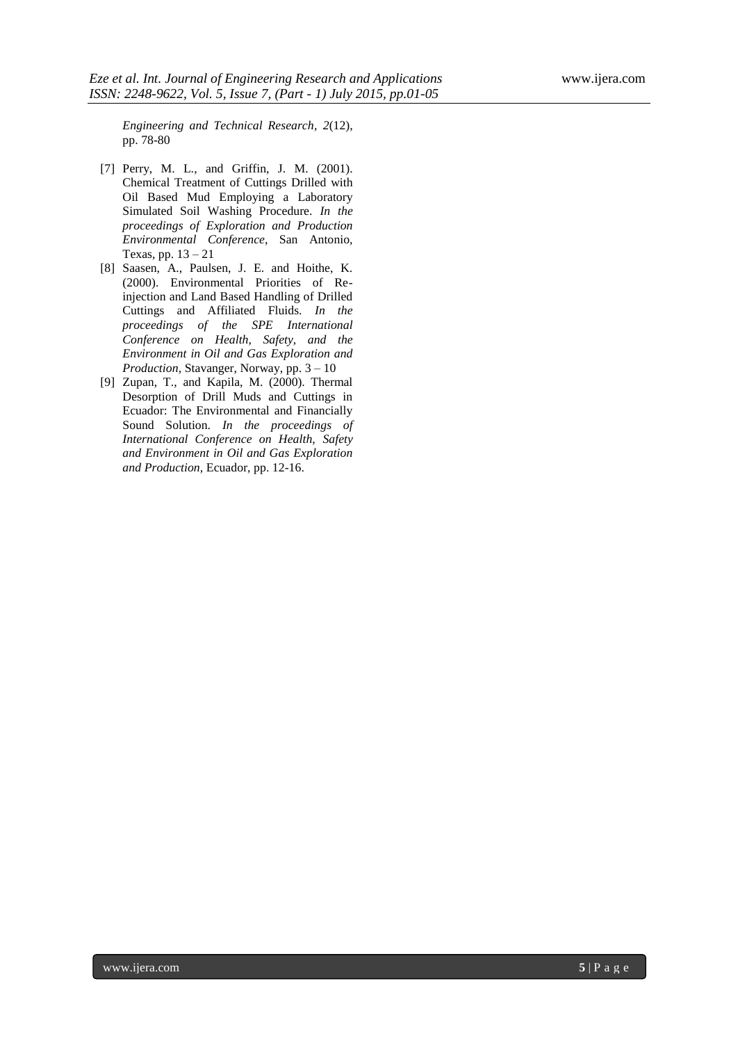*Engineering and Technical Research*, *2*(12), pp. 78-80

[7] Perry, M. L., and Griffin, J. M. (2001). Chemical Treatment of Cuttings Drilled with Oil Based Mud Employing a Laboratory Simulated Soil Washing Procedure. *In the proceedings of Exploration and Production Environmental Conference*, San Antonio, Texas, pp. 13 – 21

[8] Saasen, A., Paulsen, J. E. and Hoithe, K. (2000). Environmental Priorities of Re-injection and Land Based Handling of Drilled Cuttings and Affiliated Fluids. *In the proceedings of the SPE International Conference on Health, Safety, and the Environment in Oil and Gas Exploration and Production*, Stavanger, Norway, pp. 3 – 10

[9] Zupan, T., and Kapila, M. (2000). Thermal Desorption of Drill Muds and Cuttings in Ecuador: The Environmental and Financially Sound Solution. *In the proceedings of International Conference on Health, Safety and Environment in Oil and Gas Exploration and Production*, Ecuador, pp. 12-16.